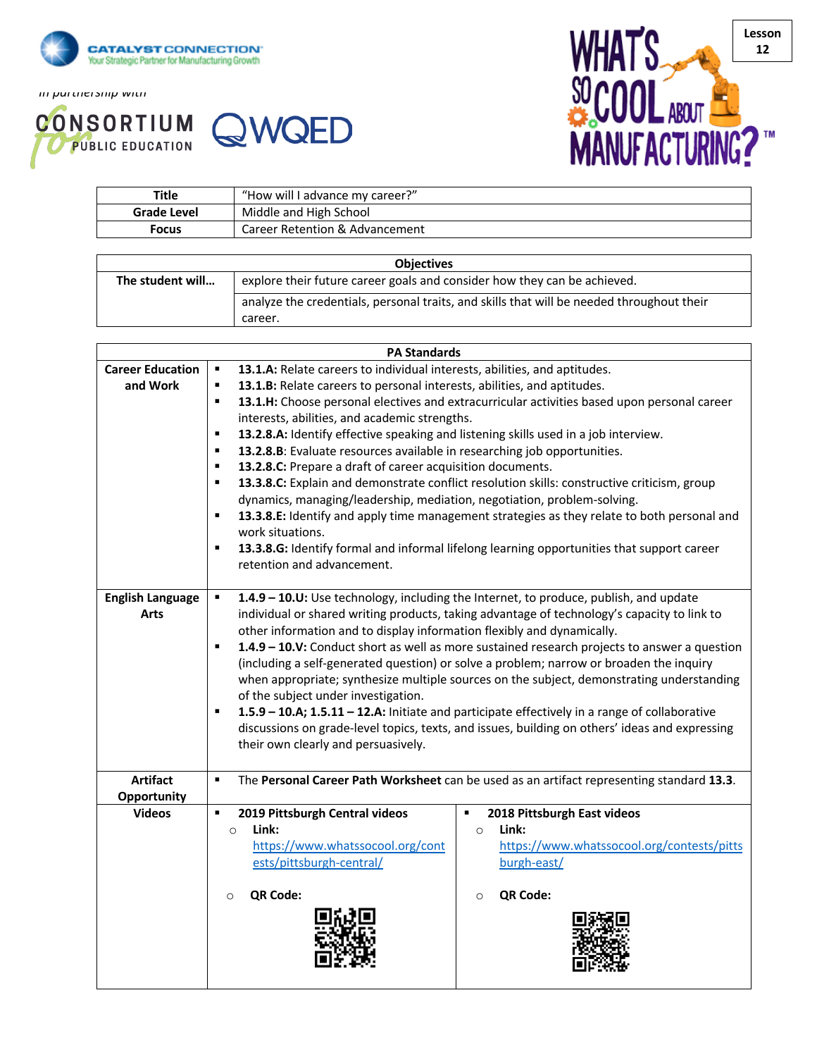Lesson 12

in partnership with

| Title | "How will I advance my career?" |
|---|---|
| Grade Level | Middle and High School |
| Focus | Career Retention & Advancement |

| Objectives | |
|---|---|
| The student will… | explore their future career goals and consider how they can be achieved. |
| | analyze the credentials, personal traits, and skills that will be needed throughout their career. |

| PA Standards | | |
|---|---|---|
| Career Education and Work | ▪ **13.1.A:** Relate careers to individual interests, abilities, and aptitudes.<br>▪ **13.1.B:** Relate careers to personal interests, abilities, and aptitudes.<br>▪ **13.1.H:** Choose personal electives and extracurricular activities based upon personal career interests, abilities, and academic strengths.<br>▪ **13.2.8.A:** Identify effective speaking and listening skills used in a job interview.<br>▪ **13.2.8.B**: Evaluate resources available in researching job opportunities.<br>▪ **13.2.8.C:** Prepare a draft of career acquisition documents.<br>▪ **13.3.8.C:** Explain and demonstrate conflict resolution skills: constructive criticism, group dynamics, managing/leadership, mediation, negotiation, problem-solving.<br>▪ **13.3.8.E:** Identify and apply time management strategies as they relate to both personal and work situations.<br>▪ **13.3.8.G:** Identify formal and informal lifelong learning opportunities that support career retention and advancement. | |
| English Language Arts | ▪ **1.4.9 – 10.U:** Use technology, including the Internet, to produce, publish, and update individual or shared writing products, taking advantage of technology's capacity to link to other information and to display information flexibly and dynamically.<br>▪ **1.4.9 – 10.V:** Conduct short as well as more sustained research projects to answer a question (including a self-generated question) or solve a problem; narrow or broaden the inquiry when appropriate; synthesize multiple sources on the subject, demonstrating understanding of the subject under investigation.<br>▪ **1.5.9 – 10.A; 1.5.11 – 12.A:** Initiate and participate effectively in a range of collaborative discussions on grade-level topics, texts, and issues, building on others' ideas and expressing their own clearly and persuasively. | |
| Artifact Opportunity | ▪ The **Personal Career Path Worksheet** can be used as an artifact representing standard **13.3**. | |
| Videos | ▪ **2019 Pittsburgh Central videos**<br>○ **Link:** https://www.whatssocool.org/contests/pittsburgh-central/<br>○ **QR Code:** | ▪ **2018 Pittsburgh East videos**<br>○ **Link:** https://www.whatssocool.org/contests/pittsburgh-east/<br>○ **QR Code:** |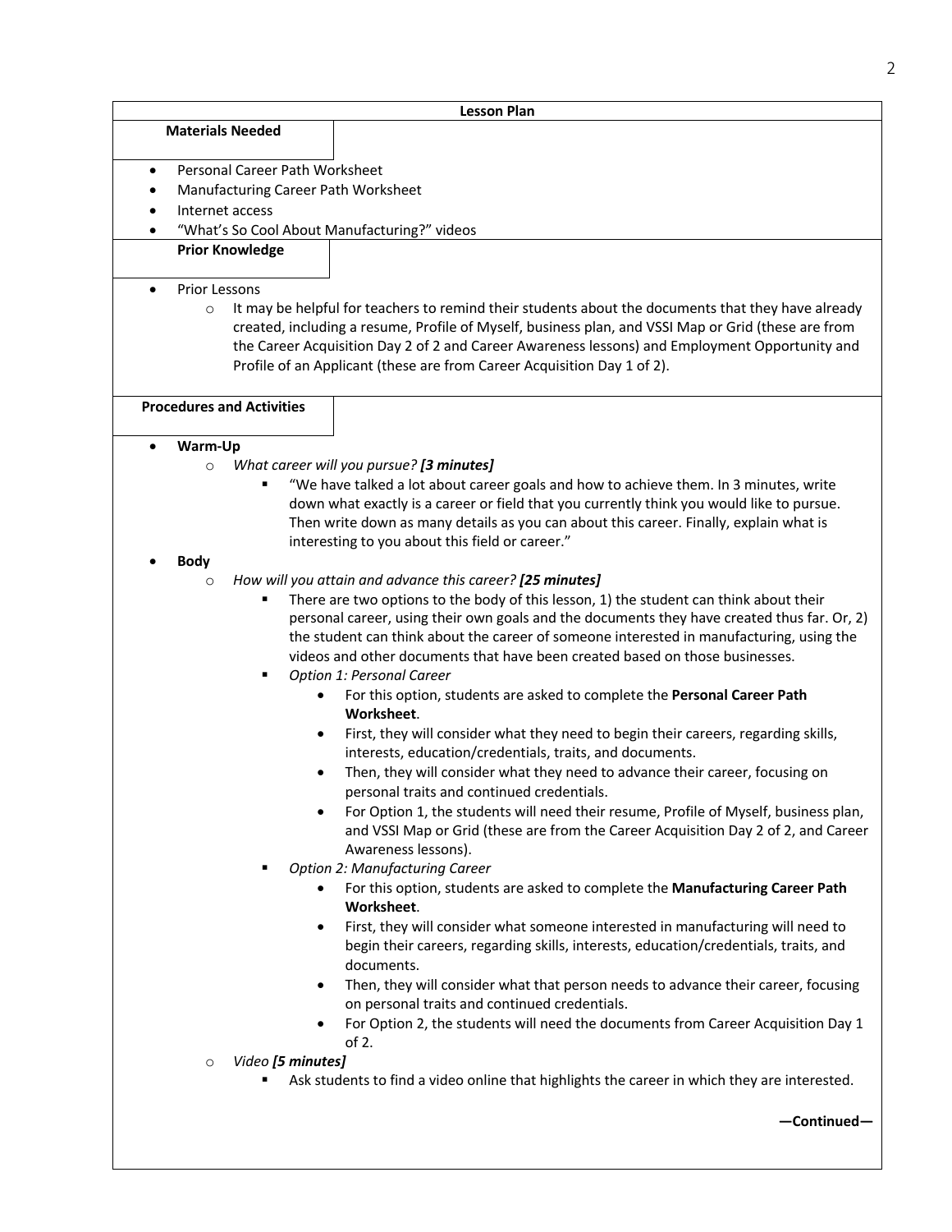**Lesson Plan**

**Materials Needed**

- Personal Career Path Worksheet
- Manufacturing Career Path Worksheet
- Internet access
- "What's So Cool About Manufacturing?" videos

**Prior Knowledge**

- Prior Lessons
  - It may be helpful for teachers to remind their students about the documents that they have already created, including a resume, Profile of Myself, business plan, and VSSI Map or Grid (these are from the Career Acquisition Day 2 of 2 and Career Awareness lessons) and Employment Opportunity and Profile of an Applicant (these are from Career Acquisition Day 1 of 2).

**Procedures and Activities**

- **Warm-Up**
  - *What career will you pursue? **[3 minutes]***
    - "We have talked a lot about career goals and how to achieve them. In 3 minutes, write down what exactly is a career or field that you currently think you would like to pursue. Then write down as many details as you can about this career. Finally, explain what is interesting to you about this field or career."
- **Body**
  - *How will you attain and advance this career? **[25 minutes]***
    - There are two options to the body of this lesson, 1) the student can think about their personal career, using their own goals and the documents they have created thus far. Or, 2) the student can think about the career of someone interested in manufacturing, using the videos and other documents that have been created based on those businesses.
    - *Option 1: Personal Career*
      - For this option, students are asked to complete the **Personal Career Path Worksheet**.
      - First, they will consider what they need to begin their careers, regarding skills, interests, education/credentials, traits, and documents.
      - Then, they will consider what they need to advance their career, focusing on personal traits and continued credentials.
      - For Option 1, the students will need their resume, Profile of Myself, business plan, and VSSI Map or Grid (these are from the Career Acquisition Day 2 of 2, and Career Awareness lessons).
    - *Option 2: Manufacturing Career*
      - For this option, students are asked to complete the **Manufacturing Career Path Worksheet**.
      - First, they will consider what someone interested in manufacturing will need to begin their careers, regarding skills, interests, education/credentials, traits, and documents.
      - Then, they will consider what that person needs to advance their career, focusing on personal traits and continued credentials.
      - For Option 2, the students will need the documents from Career Acquisition Day 1 of 2.
  - *Video **[5 minutes]***
    - Ask students to find a video online that highlights the career in which they are interested.

**—Continued—**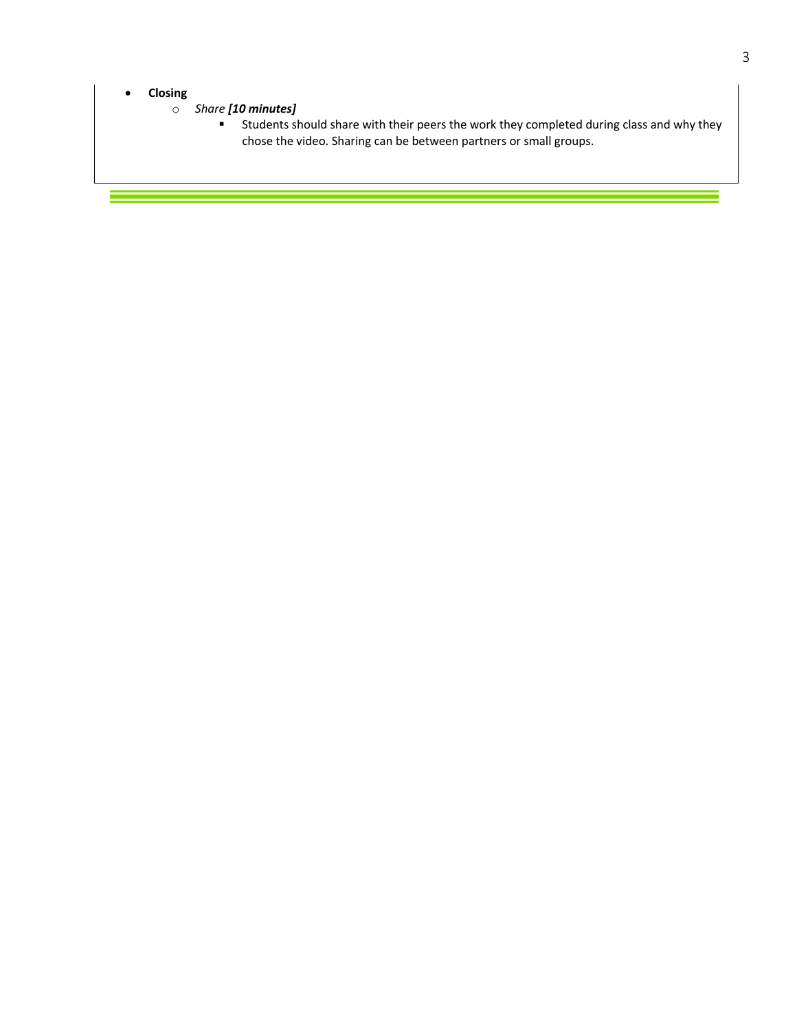- **Closing**
  - *Share **[10 minutes]***
    - Students should share with their peers the work they completed during class and why they chose the video. Sharing can be between partners or small groups.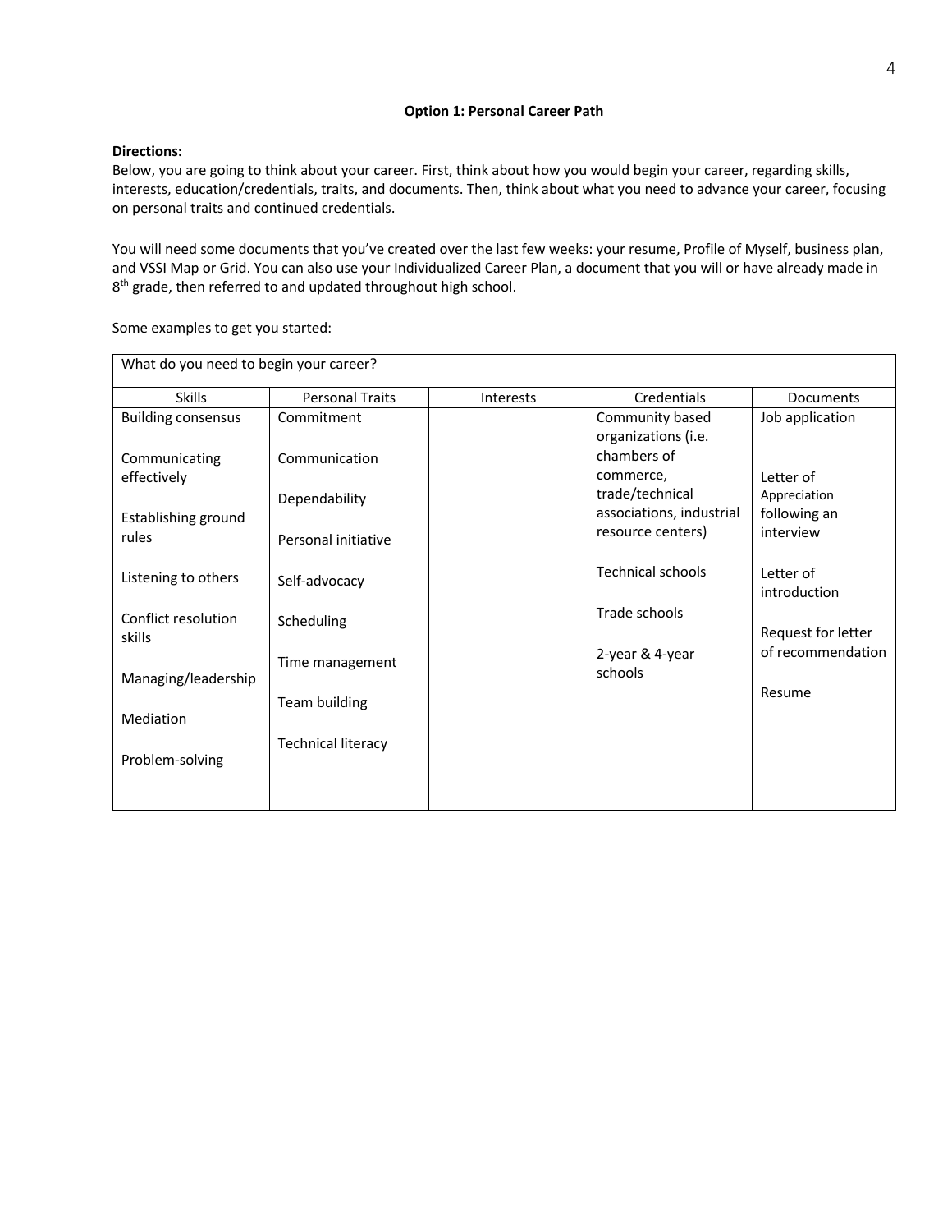**Option 1: Personal Career Path**

**Directions:**
Below, you are going to think about your career. First, think about how you would begin your career, regarding skills, interests, education/credentials, traits, and documents. Then, think about what you need to advance your career, focusing on personal traits and continued credentials.

You will need some documents that you've created over the last few weeks: your resume, Profile of Myself, business plan, and VSSI Map or Grid. You can also use your Individualized Career Plan, a document that you will or have already made in 8th grade, then referred to and updated throughout high school.

Some examples to get you started:

| What do you need to begin your career? | | | | |
|---|---|---|---|---|
| Skills | Personal Traits | Interests | Credentials | Documents |
| Building consensus<br><br>Communicating effectively<br><br>Establishing ground rules<br><br>Listening to others<br><br>Conflict resolution skills<br><br>Managing/leadership<br><br>Mediation<br><br>Problem-solving | Commitment<br><br>Communication<br><br>Dependability<br><br>Personal initiative<br><br>Self-advocacy<br><br>Scheduling<br><br>Time management<br><br>Team building<br><br>Technical literacy | | Community based organizations (i.e. chambers of commerce, trade/technical associations, industrial resource centers)<br><br>Technical schools<br><br>Trade schools<br><br>2-year & 4-year schools | Job application<br><br>Letter of Appreciation following an interview<br><br>Letter of introduction<br><br>Request for letter of recommendation<br><br>Resume |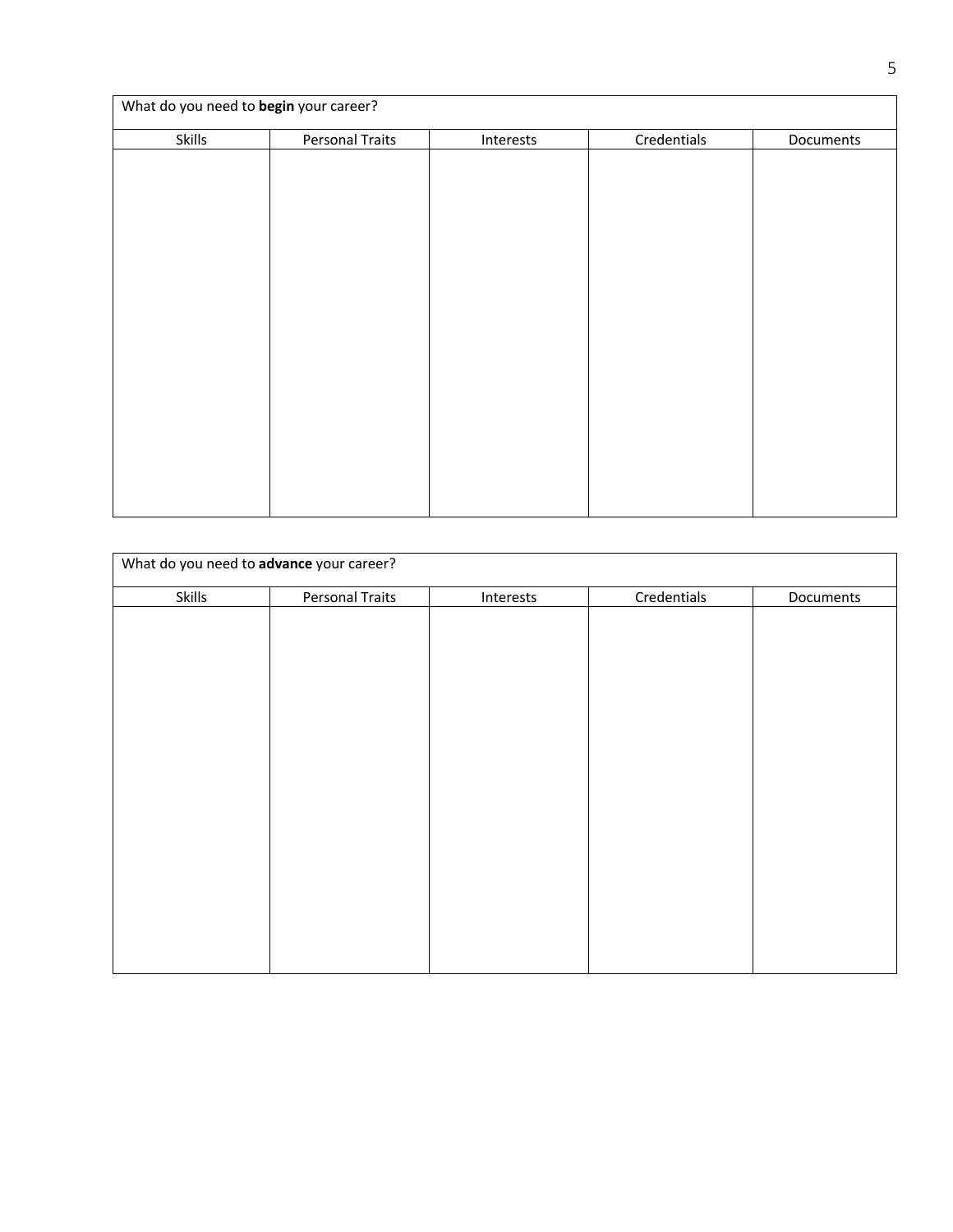| What do you need to **begin** your career? | | | | |
|---|---|---|---|---|
| Skills | Personal Traits | Interests | Credentials | Documents |
| | | | | |

| What do you need to **advance** your career? | | | | |
|---|---|---|---|---|
| Skills | Personal Traits | Interests | Credentials | Documents |
| | | | | |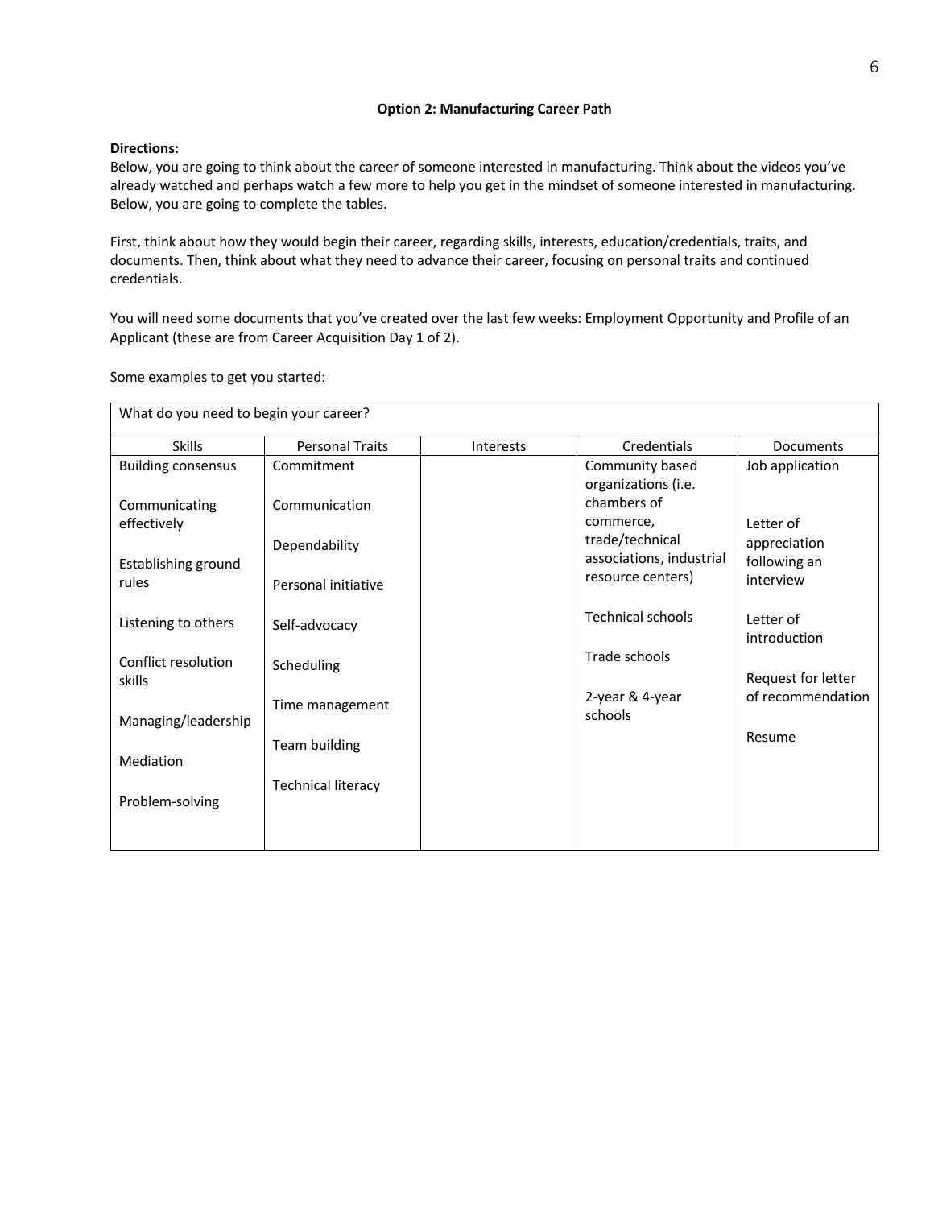**Option 2: Manufacturing Career Path**

**Directions:**
Below, you are going to think about the career of someone interested in manufacturing. Think about the videos you've already watched and perhaps watch a few more to help you get in the mindset of someone interested in manufacturing. Below, you are going to complete the tables.

First, think about how they would begin their career, regarding skills, interests, education/credentials, traits, and documents. Then, think about what they need to advance their career, focusing on personal traits and continued credentials.

You will need some documents that you've created over the last few weeks: Employment Opportunity and Profile of an Applicant (these are from Career Acquisition Day 1 of 2).

Some examples to get you started:

| What do you need to begin your career? | | | | |
|---|---|---|---|---|
| Skills | Personal Traits | Interests | Credentials | Documents |
| Building consensus<br><br>Communicating effectively<br><br>Establishing ground rules<br><br>Listening to others<br><br>Conflict resolution skills<br><br>Managing/leadership<br><br>Mediation<br><br>Problem-solving | Commitment<br><br>Communication<br><br>Dependability<br><br>Personal initiative<br><br>Self-advocacy<br><br>Scheduling<br><br>Time management<br><br>Team building<br><br>Technical literacy | | Community based organizations (i.e. chambers of commerce, trade/technical associations, industrial resource centers)<br><br>Technical schools<br><br>Trade schools<br><br>2-year & 4-year schools | Job application<br><br>Letter of appreciation following an interview<br><br>Letter of introduction<br><br>Request for letter of recommendation<br><br>Resume |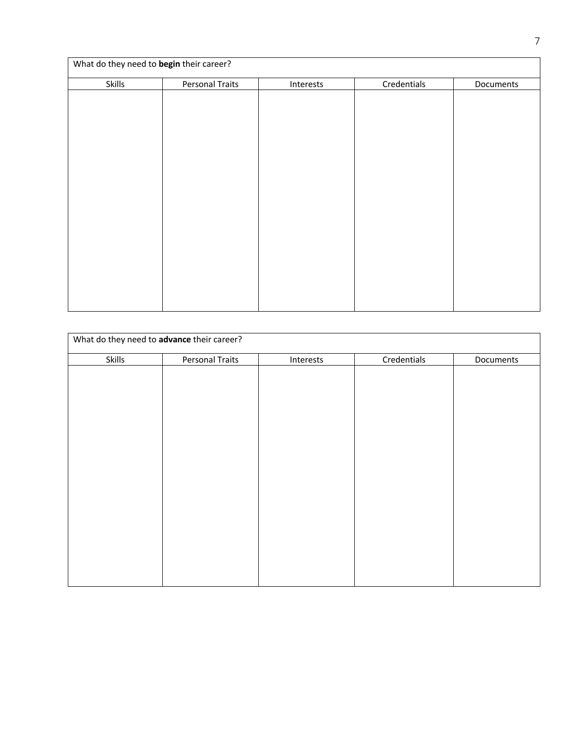| What do they need to **begin** their career? | | | | |
|---|---|---|---|---|
| Skills | Personal Traits | Interests | Credentials | Documents |
| | | | | |

| What do they need to **advance** their career? | | | | |
|---|---|---|---|---|
| Skills | Personal Traits | Interests | Credentials | Documents |
| | | | | |